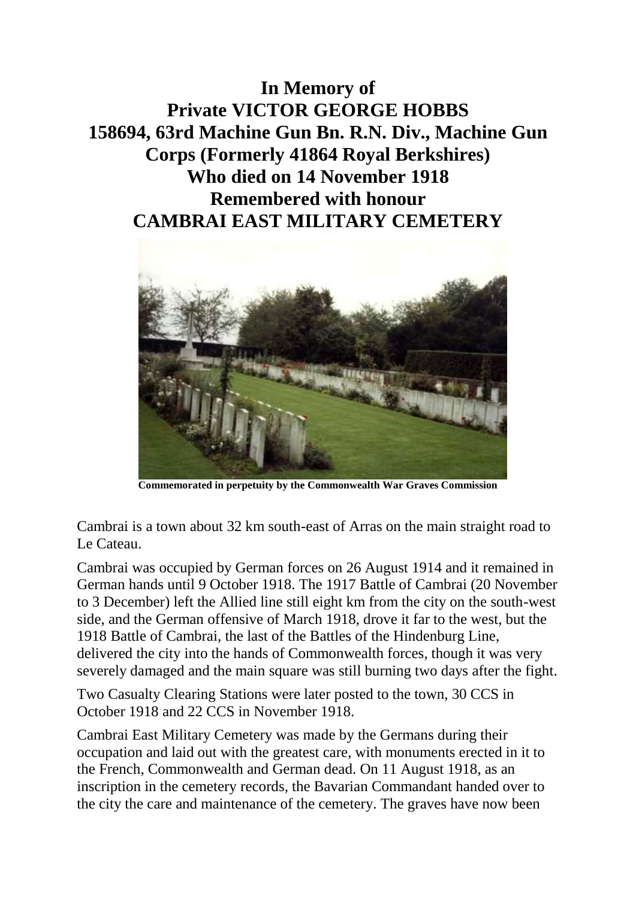# In Memory of
# Private VICTOR GEORGE HOBBS
# 158694, 63rd Machine Gun Bn. R.N. Div., Machine Gun Corps (Formerly 41864 Royal Berkshires)
# Who died on 14 November 1918
# Remembered with honour
# CAMBRAI EAST MILITARY CEMETERY

**Commemorated in perpetuity by the Commonwealth War Graves Commission**

Cambrai is a town about 32 km south-east of Arras on the main straight road to Le Cateau.

Cambrai was occupied by German forces on 26 August 1914 and it remained in German hands until 9 October 1918. The 1917 Battle of Cambrai (20 November to 3 December) left the Allied line still eight km from the city on the south-west side, and the German offensive of March 1918, drove it far to the west, but the 1918 Battle of Cambrai, the last of the Battles of the Hindenburg Line, delivered the city into the hands of Commonwealth forces, though it was very severely damaged and the main square was still burning two days after the fight.

Two Casualty Clearing Stations were later posted to the town, 30 CCS in October 1918 and 22 CCS in November 1918.

Cambrai East Military Cemetery was made by the Germans during their occupation and laid out with the greatest care, with monuments erected in it to the French, Commonwealth and German dead. On 11 August 1918, as an inscription in the cemetery records, the Bavarian Commandant handed over to the city the care and maintenance of the cemetery. The graves have now been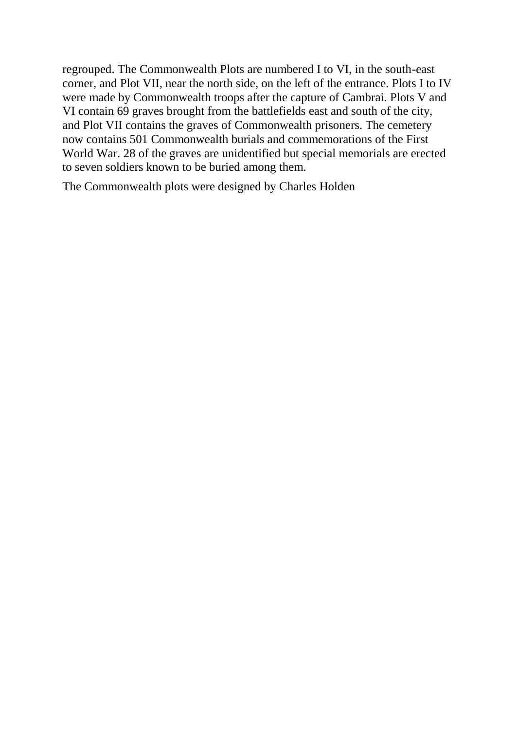regrouped. The Commonwealth Plots are numbered I to VI, in the south-east corner, and Plot VII, near the north side, on the left of the entrance. Plots I to IV were made by Commonwealth troops after the capture of Cambrai. Plots V and VI contain 69 graves brought from the battlefields east and south of the city, and Plot VII contains the graves of Commonwealth prisoners. The cemetery now contains 501 Commonwealth burials and commemorations of the First World War. 28 of the graves are unidentified but special memorials are erected to seven soldiers known to be buried among them.

The Commonwealth plots were designed by Charles Holden